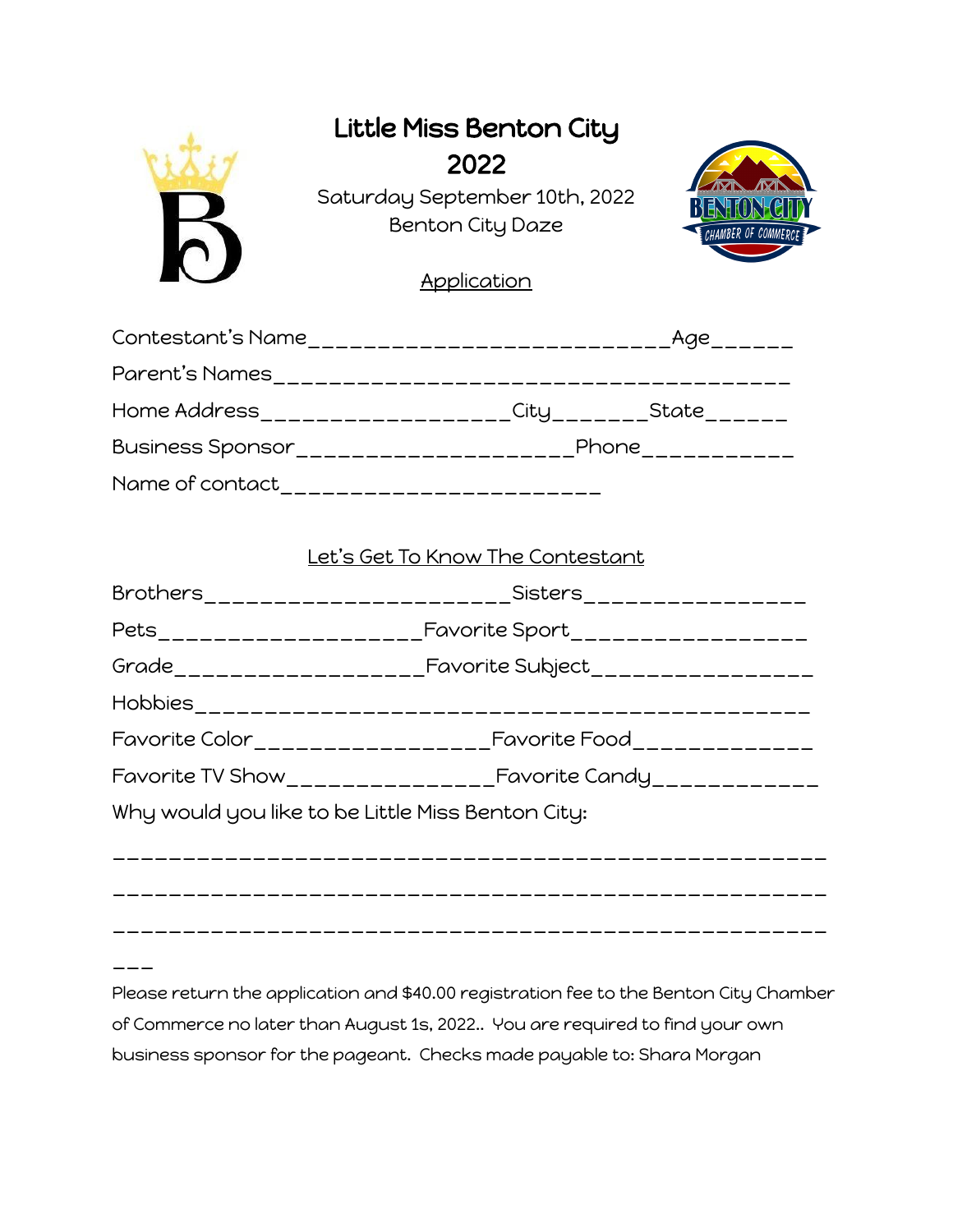# Little Miss Benton City 2022

Saturday September 10th, 2022
Benton City Daze

Application

Contestant's Name_________________________Age______

Parent's Names____________________________________

Home Address_________________City_______State______

Business Sponsor____________________Phone___________

Name of contact_______________________

## Let's Get To Know The Contestant

Brothers______________________Sisters________________

Pets___________________Favorite Sport_________________

Grade_________________Favorite Subject________________

Hobbies____________________________________________

Favorite Color________________Favorite Food_____________

Favorite TV Show______________Favorite Candy____________

Why would you like to be Little Miss Benton City:

__________________________________________________

__________________________________________________

__________________________________________________

___

Please return the application and $40.00 registration fee to the Benton City Chamber of Commerce no later than August 1s, 2022.. You are required to find your own business sponsor for the pageant. Checks made payable to: Shara Morgan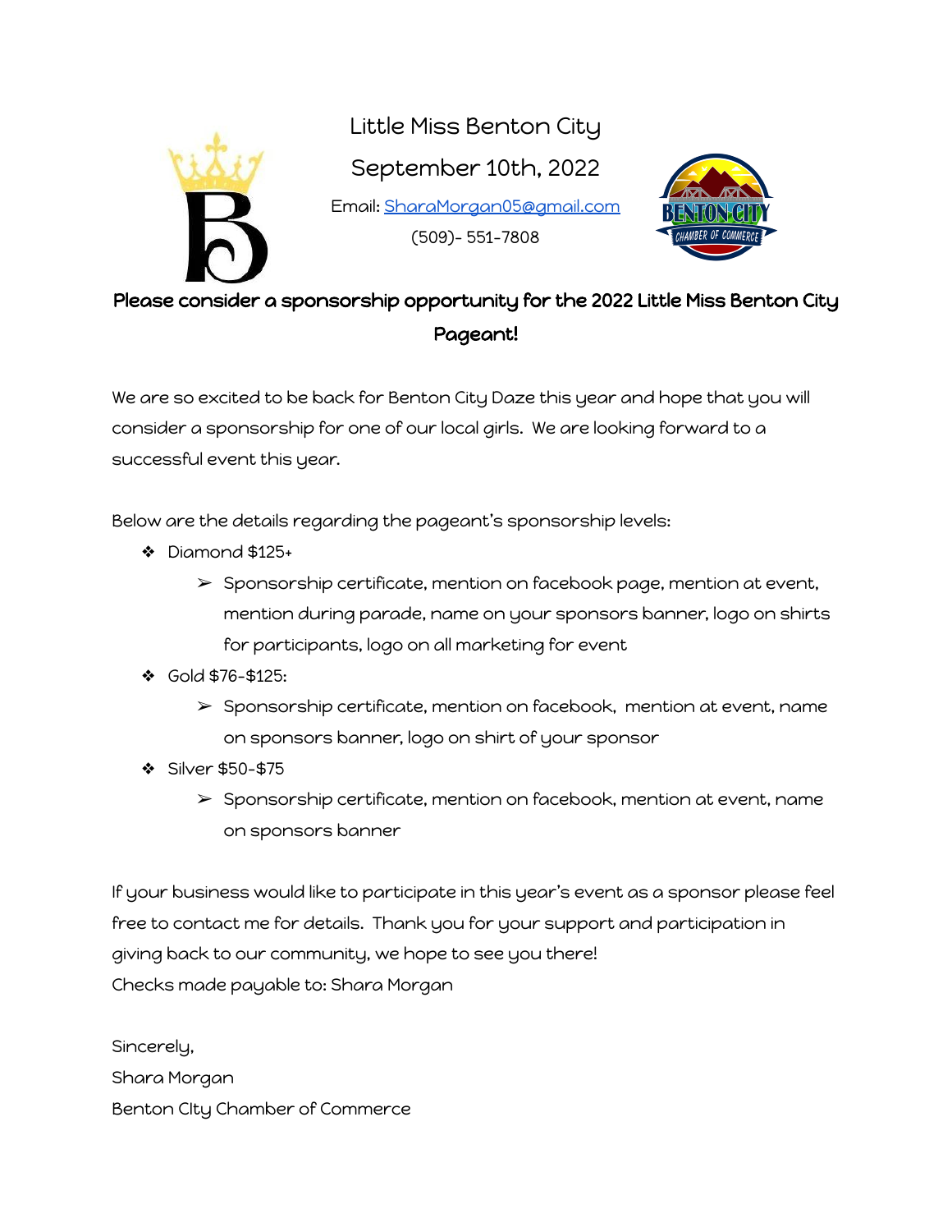Little Miss Benton City

September 10th, 2022

Email: SharaMorgan05@gmail.com

(509)- 551-7808

**Please consider a sponsorship opportunity for the 2022 Little Miss Benton City Pageant!**

We are so excited to be back for Benton City Daze this year and hope that you will consider a sponsorship for one of our local girls. We are looking forward to a successful event this year.

Below are the details regarding the pageant's sponsorship levels:

- Diamond $125+
  - Sponsorship certificate, mention on facebook page, mention at event, mention during parade, name on your sponsors banner, logo on shirts for participants, logo on all marketing for event
- Gold $76-$125:
  - Sponsorship certificate, mention on facebook, mention at event, name on sponsors banner, logo on shirt of your sponsor
- Silver $50-$75
  - Sponsorship certificate, mention on facebook, mention at event, name on sponsors banner

If your business would like to participate in this year's event as a sponsor please feel free to contact me for details. Thank you for your support and participation in giving back to our community, we hope to see you there!
Checks made payable to: Shara Morgan

Sincerely,
Shara Morgan
Benton CIty Chamber of Commerce